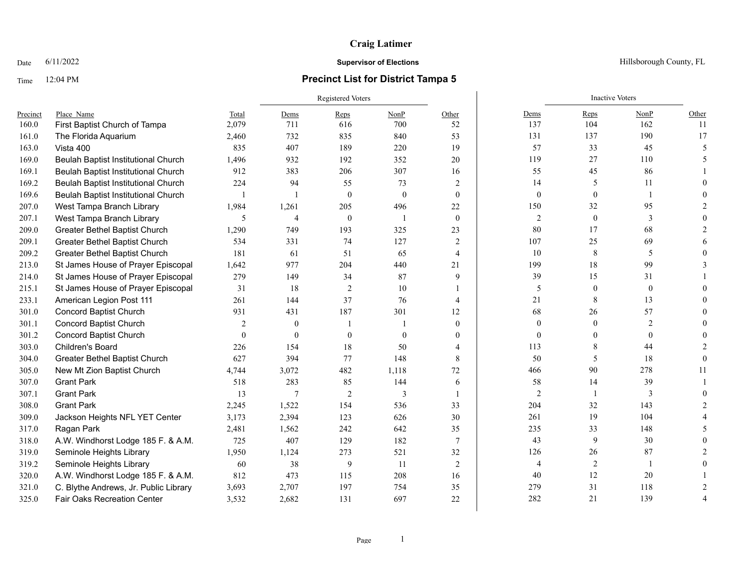# Craig Latimer

Date 6/11/2022

**Supervisor of Elections**

Hillsborough County, FL

Time 12:04 PM

## Precinct List for District Tampa 5

| Precinct | Place Name | Total | Registered Voters | | | | Inactive Voters | | | |
|---|---|---|---|---|---|---|---|---|---|---|
| | | | Dems | Reps | NonP | Other | Dems | Reps | NonP | Other |
| 160.0 | First Baptist Church of Tampa | 2,079 | 711 | 616 | 700 | 52 | 137 | 104 | 162 | 11 |
| 161.0 | The Florida Aquarium | 2,460 | 732 | 835 | 840 | 53 | 131 | 137 | 190 | 17 |
| 163.0 | Vista 400 | 835 | 407 | 189 | 220 | 19 | 57 | 33 | 45 | 5 |
| 169.0 | Beulah Baptist Institutional Church | 1,496 | 932 | 192 | 352 | 20 | 119 | 27 | 110 | 5 |
| 169.1 | Beulah Baptist Institutional Church | 912 | 383 | 206 | 307 | 16 | 55 | 45 | 86 | 1 |
| 169.2 | Beulah Baptist Institutional Church | 224 | 94 | 55 | 73 | 2 | 14 | 5 | 11 | 0 |
| 169.6 | Beulah Baptist Institutional Church | 1 | 1 | 0 | 0 | 0 | 0 | 0 | 1 | 0 |
| 207.0 | West Tampa Branch Library | 1,984 | 1,261 | 205 | 496 | 22 | 150 | 32 | 95 | 2 |
| 207.1 | West Tampa Branch Library | 5 | 4 | 0 | 1 | 0 | 2 | 0 | 3 | 0 |
| 209.0 | Greater Bethel Baptist Church | 1,290 | 749 | 193 | 325 | 23 | 80 | 17 | 68 | 2 |
| 209.1 | Greater Bethel Baptist Church | 534 | 331 | 74 | 127 | 2 | 107 | 25 | 69 | 6 |
| 209.2 | Greater Bethel Baptist Church | 181 | 61 | 51 | 65 | 4 | 10 | 8 | 5 | 0 |
| 213.0 | St James House of Prayer Episcopal | 1,642 | 977 | 204 | 440 | 21 | 199 | 18 | 99 | 3 |
| 214.0 | St James House of Prayer Episcopal | 279 | 149 | 34 | 87 | 9 | 39 | 15 | 31 | 1 |
| 215.1 | St James House of Prayer Episcopal | 31 | 18 | 2 | 10 | 1 | 5 | 0 | 0 | 0 |
| 233.1 | American Legion Post 111 | 261 | 144 | 37 | 76 | 4 | 21 | 8 | 13 | 0 |
| 301.0 | Concord Baptist Church | 931 | 431 | 187 | 301 | 12 | 68 | 26 | 57 | 0 |
| 301.1 | Concord Baptist Church | 2 | 0 | 1 | 1 | 0 | 0 | 0 | 2 | 0 |
| 301.2 | Concord Baptist Church | 0 | 0 | 0 | 0 | 0 | 0 | 0 | 0 | 0 |
| 303.0 | Children's Board | 226 | 154 | 18 | 50 | 4 | 113 | 8 | 44 | 2 |
| 304.0 | Greater Bethel Baptist Church | 627 | 394 | 77 | 148 | 8 | 50 | 5 | 18 | 0 |
| 305.0 | New Mt Zion Baptist Church | 4,744 | 3,072 | 482 | 1,118 | 72 | 466 | 90 | 278 | 11 |
| 307.0 | Grant Park | 518 | 283 | 85 | 144 | 6 | 58 | 14 | 39 | 1 |
| 307.1 | Grant Park | 13 | 7 | 2 | 3 | 1 | 2 | 1 | 3 | 0 |
| 308.0 | Grant Park | 2,245 | 1,522 | 154 | 536 | 33 | 204 | 32 | 143 | 2 |
| 309.0 | Jackson Heights NFL YET Center | 3,173 | 2,394 | 123 | 626 | 30 | 261 | 19 | 104 | 4 |
| 317.0 | Ragan Park | 2,481 | 1,562 | 242 | 642 | 35 | 235 | 33 | 148 | 5 |
| 318.0 | A.W. Windhorst Lodge 185 F. & A.M. | 725 | 407 | 129 | 182 | 7 | 43 | 9 | 30 | 0 |
| 319.0 | Seminole Heights Library | 1,950 | 1,124 | 273 | 521 | 32 | 126 | 26 | 87 | 2 |
| 319.2 | Seminole Heights Library | 60 | 38 | 9 | 11 | 2 | 4 | 2 | 1 | 0 |
| 320.0 | A.W. Windhorst Lodge 185 F. & A.M. | 812 | 473 | 115 | 208 | 16 | 40 | 12 | 20 | 1 |
| 321.0 | C. Blythe Andrews, Jr. Public Library | 3,693 | 2,707 | 197 | 754 | 35 | 279 | 31 | 118 | 2 |
| 325.0 | Fair Oaks Recreation Center | 3,532 | 2,682 | 131 | 697 | 22 | 282 | 21 | 139 | 4 |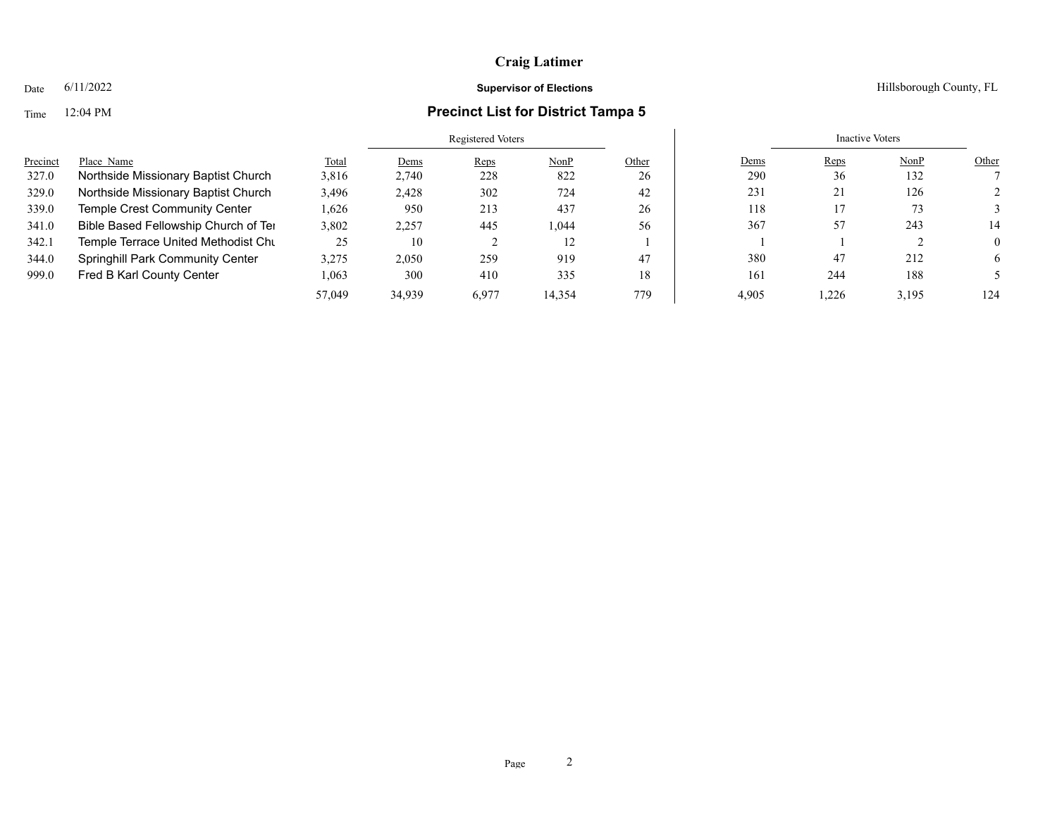**Craig Latimer**

Date 6/11/2022

**Supervisor of Elections**

Hillsborough County, FL

Time 12:04 PM

## Precinct List for District Tampa 5

| | | | Registered Voters | | | | Inactive Voters | | | |
|---|---|---|---|---|---|---|---|---|---|---|
| Precinct | Place_Name | Total | Dems | Reps | NonP | Other | Dems | Reps | NonP | Other |
| 327.0 | Northside Missionary Baptist Church | 3,816 | 2,740 | 228 | 822 | 26 | 290 | 36 | 132 | 7 |
| 329.0 | Northside Missionary Baptist Church | 3,496 | 2,428 | 302 | 724 | 42 | 231 | 21 | 126 | 2 |
| 339.0 | Temple Crest Community Center | 1,626 | 950 | 213 | 437 | 26 | 118 | 17 | 73 | 3 |
| 341.0 | Bible Based Fellowship Church of Ter | 3,802 | 2,257 | 445 | 1,044 | 56 | 367 | 57 | 243 | 14 |
| 342.1 | Temple Terrace United Methodist Chu | 25 | 10 | 2 | 12 | 1 | 1 | 1 | 2 | 0 |
| 344.0 | Springhill Park Community Center | 3,275 | 2,050 | 259 | 919 | 47 | 380 | 47 | 212 | 6 |
| 999.0 | Fred B Karl County Center | 1,063 | 300 | 410 | 335 | 18 | 161 | 244 | 188 | 5 |
| | | 57,049 | 34,939 | 6,977 | 14,354 | 779 | 4,905 | 1,226 | 3,195 | 124 |